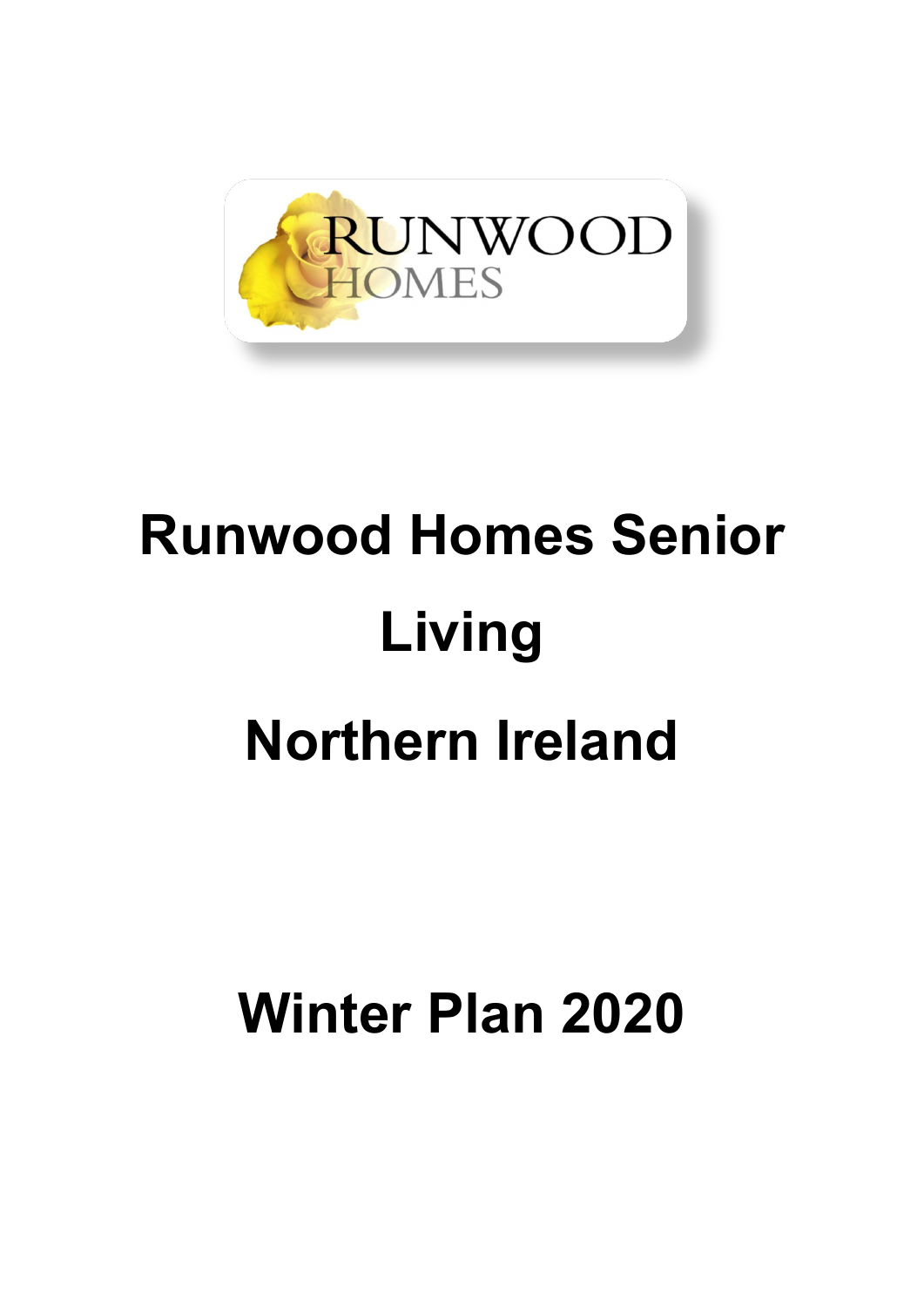# Runwood Homes Senior Living

# Northern Ireland

# Winter Plan 2020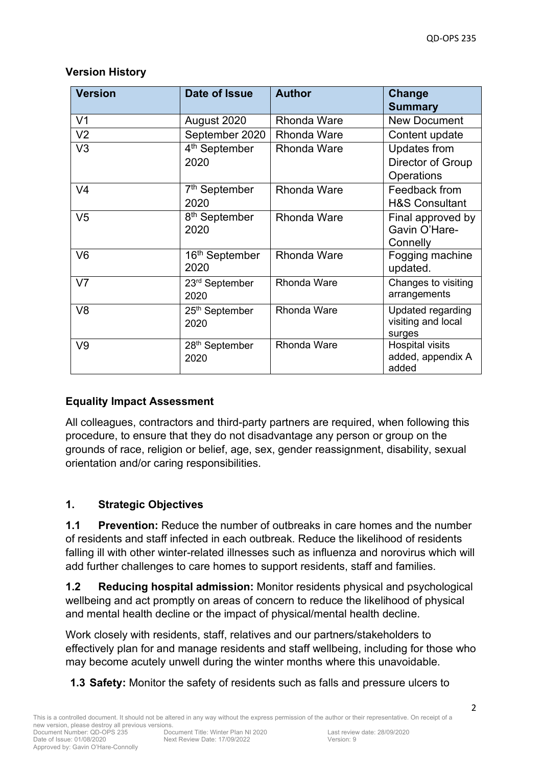**Version History**

| Version | Date of Issue | Author | Change Summary |
|---|---|---|---|
| V1 | August 2020 | Rhonda Ware | New Document |
| V2 | September 2020 | Rhonda Ware | Content update |
| V3 | 4th September 2020 | Rhonda Ware | Updates from Director of Group Operations |
| V4 | 7th September 2020 | Rhonda Ware | Feedback from H&S Consultant |
| V5 | 8th September 2020 | Rhonda Ware | Final approved by Gavin O'Hare-Connelly |
| V6 | 16th September 2020 | Rhonda Ware | Fogging machine updated. |
| V7 | 23rd September 2020 | Rhonda Ware | Changes to visiting arrangements |
| V8 | 25th September 2020 | Rhonda Ware | Updated regarding visiting and local surges |
| V9 | 28th September 2020 | Rhonda Ware | Hospital visits added, appendix A added |

**Equality Impact Assessment**

All colleagues, contractors and third-party partners are required, when following this procedure, to ensure that they do not disadvantage any person or group on the grounds of race, religion or belief, age, sex, gender reassignment, disability, sexual orientation and/or caring responsibilities.

## 1. Strategic Objectives

**1.1 Prevention:** Reduce the number of outbreaks in care homes and the number of residents and staff infected in each outbreak. Reduce the likelihood of residents falling ill with other winter-related illnesses such as influenza and norovirus which will add further challenges to care homes to support residents, staff and families.

**1.2 Reducing hospital admission:** Monitor residents physical and psychological wellbeing and act promptly on areas of concern to reduce the likelihood of physical and mental health decline or the impact of physical/mental health decline.

Work closely with residents, staff, relatives and our partners/stakeholders to effectively plan for and manage residents and staff wellbeing, including for those who may become acutely unwell during the winter months where this unavoidable.

**1.3 Safety:** Monitor the safety of residents such as falls and pressure ulcers to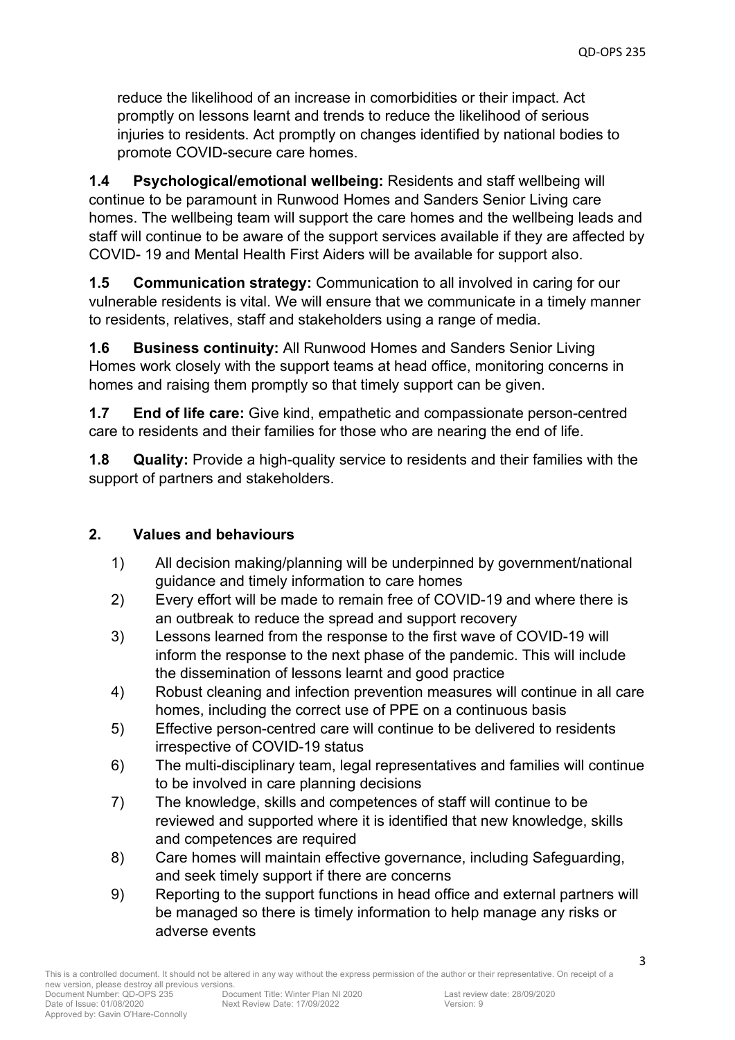reduce the likelihood of an increase in comorbidities or their impact. Act promptly on lessons learnt and trends to reduce the likelihood of serious injuries to residents. Act promptly on changes identified by national bodies to promote COVID-secure care homes.

**1.4 Psychological/emotional wellbeing:** Residents and staff wellbeing will continue to be paramount in Runwood Homes and Sanders Senior Living care homes. The wellbeing team will support the care homes and the wellbeing leads and staff will continue to be aware of the support services available if they are affected by COVID- 19 and Mental Health First Aiders will be available for support also.

**1.5 Communication strategy:** Communication to all involved in caring for our vulnerable residents is vital. We will ensure that we communicate in a timely manner to residents, relatives, staff and stakeholders using a range of media.

**1.6 Business continuity:** All Runwood Homes and Sanders Senior Living Homes work closely with the support teams at head office, monitoring concerns in homes and raising them promptly so that timely support can be given.

**1.7 End of life care:** Give kind, empathetic and compassionate person-centred care to residents and their families for those who are nearing the end of life.

**1.8 Quality:** Provide a high-quality service to residents and their families with the support of partners and stakeholders.

## 2. Values and behaviours

1) All decision making/planning will be underpinned by government/national guidance and timely information to care homes
2) Every effort will be made to remain free of COVID-19 and where there is an outbreak to reduce the spread and support recovery
3) Lessons learned from the response to the first wave of COVID-19 will inform the response to the next phase of the pandemic. This will include the dissemination of lessons learnt and good practice
4) Robust cleaning and infection prevention measures will continue in all care homes, including the correct use of PPE on a continuous basis
5) Effective person-centred care will continue to be delivered to residents irrespective of COVID-19 status
6) The multi-disciplinary team, legal representatives and families will continue to be involved in care planning decisions
7) The knowledge, skills and competences of staff will continue to be reviewed and supported where it is identified that new knowledge, skills and competences are required
8) Care homes will maintain effective governance, including Safeguarding, and seek timely support if there are concerns
9) Reporting to the support functions in head office and external partners will be managed so there is timely information to help manage any risks or adverse events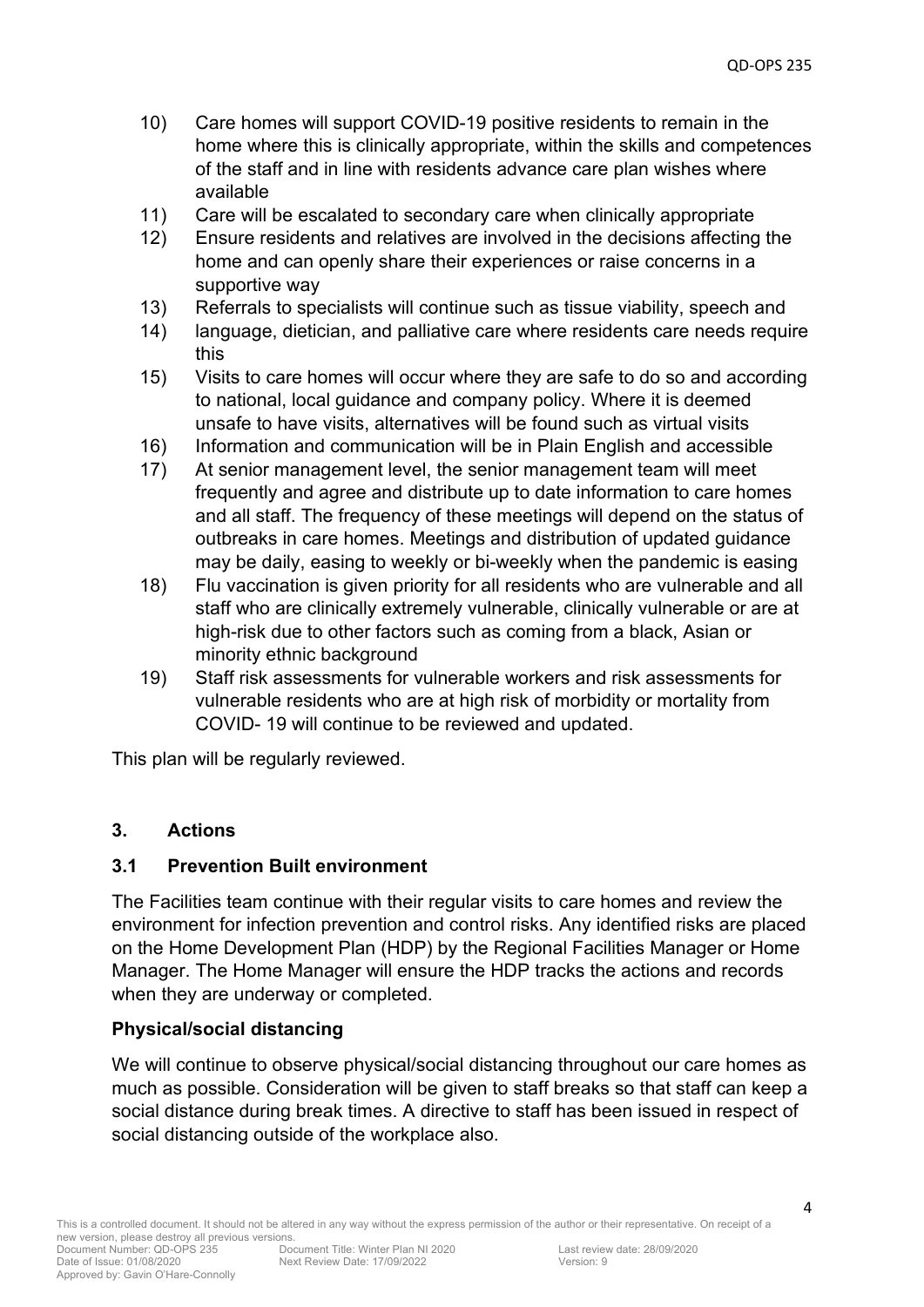10) Care homes will support COVID-19 positive residents to remain in the home where this is clinically appropriate, within the skills and competences of the staff and in line with residents advance care plan wishes where available
11) Care will be escalated to secondary care when clinically appropriate
12) Ensure residents and relatives are involved in the decisions affecting the home and can openly share their experiences or raise concerns in a supportive way
13) Referrals to specialists will continue such as tissue viability, speech and
14) language, dietician, and palliative care where residents care needs require this
15) Visits to care homes will occur where they are safe to do so and according to national, local guidance and company policy. Where it is deemed unsafe to have visits, alternatives will be found such as virtual visits
16) Information and communication will be in Plain English and accessible
17) At senior management level, the senior management team will meet frequently and agree and distribute up to date information to care homes and all staff. The frequency of these meetings will depend on the status of outbreaks in care homes. Meetings and distribution of updated guidance may be daily, easing to weekly or bi-weekly when the pandemic is easing
18) Flu vaccination is given priority for all residents who are vulnerable and all staff who are clinically extremely vulnerable, clinically vulnerable or are at high-risk due to other factors such as coming from a black, Asian or minority ethnic background
19) Staff risk assessments for vulnerable workers and risk assessments for vulnerable residents who are at high risk of morbidity or mortality from COVID- 19 will continue to be reviewed and updated.

This plan will be regularly reviewed.

## 3. Actions

### 3.1 Prevention Built environment

The Facilities team continue with their regular visits to care homes and review the environment for infection prevention and control risks. Any identified risks are placed on the Home Development Plan (HDP) by the Regional Facilities Manager or Home Manager. The Home Manager will ensure the HDP tracks the actions and records when they are underway or completed.

### Physical/social distancing

We will continue to observe physical/social distancing throughout our care homes as much as possible. Consideration will be given to staff breaks so that staff can keep a social distance during break times. A directive to staff has been issued in respect of social distancing outside of the workplace also.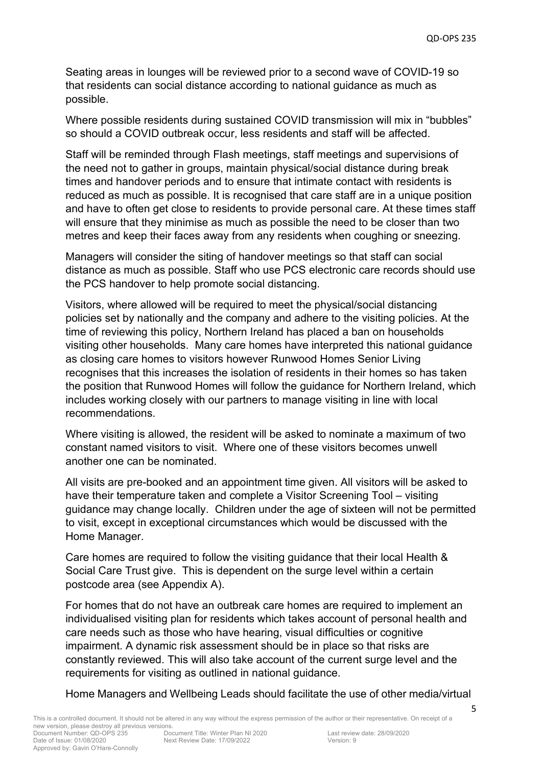Seating areas in lounges will be reviewed prior to a second wave of COVID-19 so that residents can social distance according to national guidance as much as possible.

Where possible residents during sustained COVID transmission will mix in "bubbles" so should a COVID outbreak occur, less residents and staff will be affected.

Staff will be reminded through Flash meetings, staff meetings and supervisions of the need not to gather in groups, maintain physical/social distance during break times and handover periods and to ensure that intimate contact with residents is reduced as much as possible. It is recognised that care staff are in a unique position and have to often get close to residents to provide personal care. At these times staff will ensure that they minimise as much as possible the need to be closer than two metres and keep their faces away from any residents when coughing or sneezing.

Managers will consider the siting of handover meetings so that staff can social distance as much as possible. Staff who use PCS electronic care records should use the PCS handover to help promote social distancing.

Visitors, where allowed will be required to meet the physical/social distancing policies set by nationally and the company and adhere to the visiting policies. At the time of reviewing this policy, Northern Ireland has placed a ban on households visiting other households. Many care homes have interpreted this national guidance as closing care homes to visitors however Runwood Homes Senior Living recognises that this increases the isolation of residents in their homes so has taken the position that Runwood Homes will follow the guidance for Northern Ireland, which includes working closely with our partners to manage visiting in line with local recommendations.

Where visiting is allowed, the resident will be asked to nominate a maximum of two constant named visitors to visit. Where one of these visitors becomes unwell another one can be nominated.

All visits are pre-booked and an appointment time given. All visitors will be asked to have their temperature taken and complete a Visitor Screening Tool – visiting guidance may change locally. Children under the age of sixteen will not be permitted to visit, except in exceptional circumstances which would be discussed with the Home Manager.

Care homes are required to follow the visiting guidance that their local Health & Social Care Trust give. This is dependent on the surge level within a certain postcode area (see Appendix A).

For homes that do not have an outbreak care homes are required to implement an individualised visiting plan for residents which takes account of personal health and care needs such as those who have hearing, visual difficulties or cognitive impairment. A dynamic risk assessment should be in place so that risks are constantly reviewed. This will also take account of the current surge level and the requirements for visiting as outlined in national guidance.

Home Managers and Wellbeing Leads should facilitate the use of other media/virtual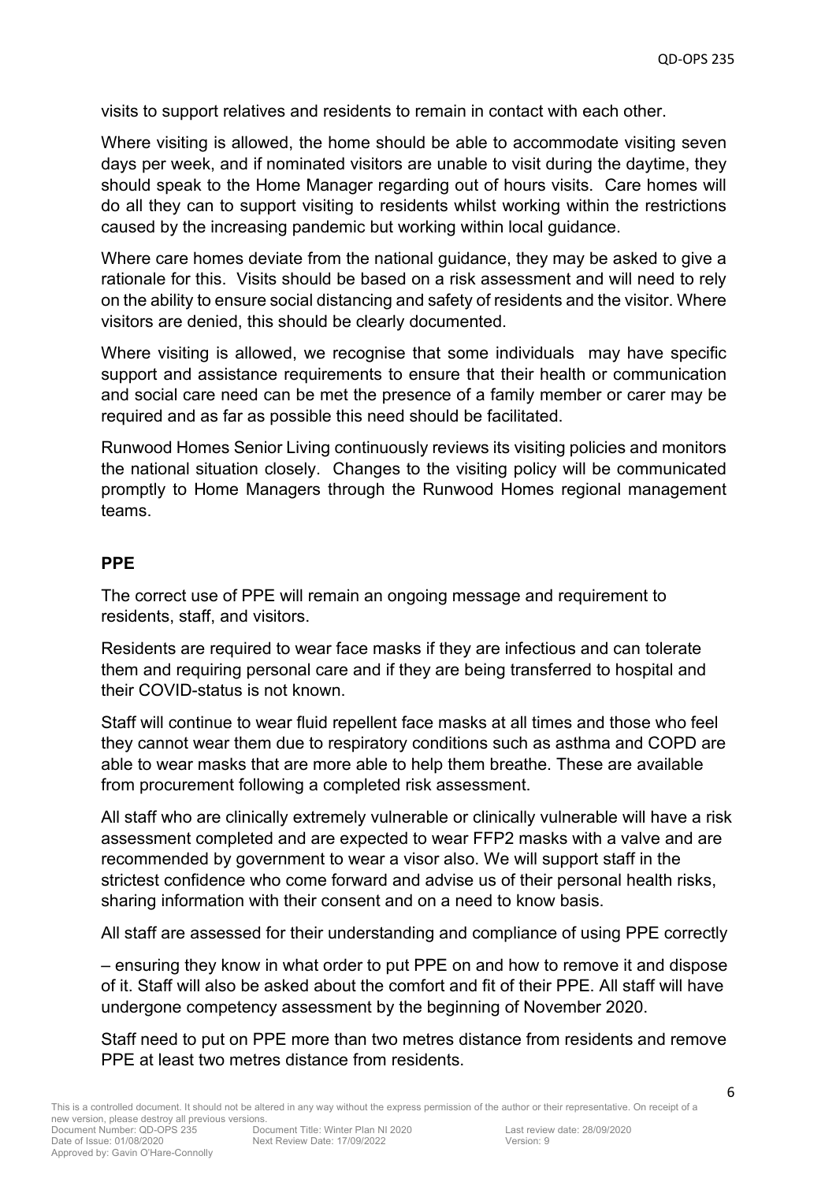visits to support relatives and residents to remain in contact with each other.

Where visiting is allowed, the home should be able to accommodate visiting seven days per week, and if nominated visitors are unable to visit during the daytime, they should speak to the Home Manager regarding out of hours visits. Care homes will do all they can to support visiting to residents whilst working within the restrictions caused by the increasing pandemic but working within local guidance.

Where care homes deviate from the national guidance, they may be asked to give a rationale for this. Visits should be based on a risk assessment and will need to rely on the ability to ensure social distancing and safety of residents and the visitor. Where visitors are denied, this should be clearly documented.

Where visiting is allowed, we recognise that some individuals may have specific support and assistance requirements to ensure that their health or communication and social care need can be met the presence of a family member or carer may be required and as far as possible this need should be facilitated.

Runwood Homes Senior Living continuously reviews its visiting policies and monitors the national situation closely. Changes to the visiting policy will be communicated promptly to Home Managers through the Runwood Homes regional management teams.

## PPE

The correct use of PPE will remain an ongoing message and requirement to residents, staff, and visitors.

Residents are required to wear face masks if they are infectious and can tolerate them and requiring personal care and if they are being transferred to hospital and their COVID-status is not known.

Staff will continue to wear fluid repellent face masks at all times and those who feel they cannot wear them due to respiratory conditions such as asthma and COPD are able to wear masks that are more able to help them breathe. These are available from procurement following a completed risk assessment.

All staff who are clinically extremely vulnerable or clinically vulnerable will have a risk assessment completed and are expected to wear FFP2 masks with a valve and are recommended by government to wear a visor also. We will support staff in the strictest confidence who come forward and advise us of their personal health risks, sharing information with their consent and on a need to know basis.

All staff are assessed for their understanding and compliance of using PPE correctly

– ensuring they know in what order to put PPE on and how to remove it and dispose of it. Staff will also be asked about the comfort and fit of their PPE. All staff will have undergone competency assessment by the beginning of November 2020.

Staff need to put on PPE more than two metres distance from residents and remove PPE at least two metres distance from residents.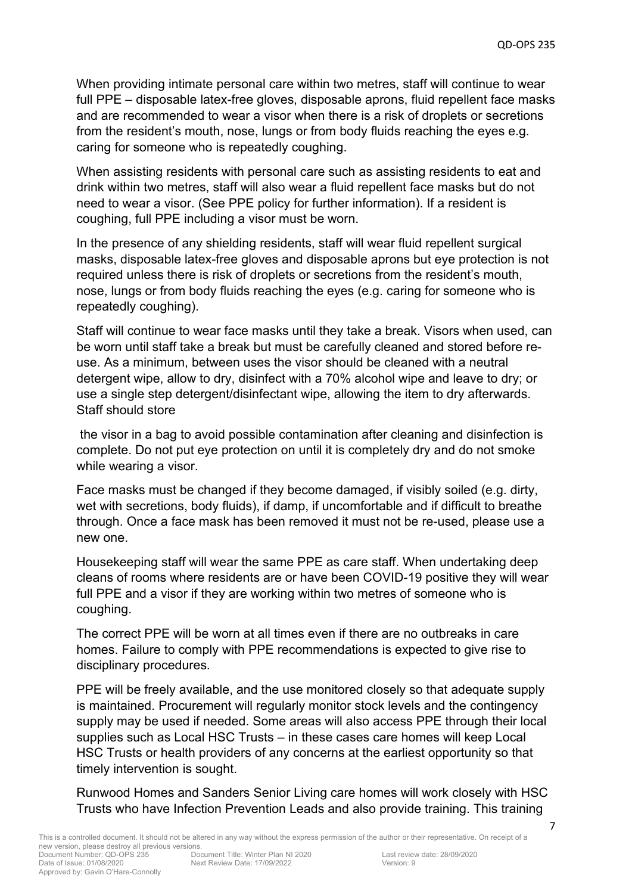When providing intimate personal care within two metres, staff will continue to wear full PPE – disposable latex-free gloves, disposable aprons, fluid repellent face masks and are recommended to wear a visor when there is a risk of droplets or secretions from the resident's mouth, nose, lungs or from body fluids reaching the eyes e.g. caring for someone who is repeatedly coughing.

When assisting residents with personal care such as assisting residents to eat and drink within two metres, staff will also wear a fluid repellent face masks but do not need to wear a visor. (See PPE policy for further information). If a resident is coughing, full PPE including a visor must be worn.

In the presence of any shielding residents, staff will wear fluid repellent surgical masks, disposable latex-free gloves and disposable aprons but eye protection is not required unless there is risk of droplets or secretions from the resident's mouth, nose, lungs or from body fluids reaching the eyes (e.g. caring for someone who is repeatedly coughing).

Staff will continue to wear face masks until they take a break. Visors when used, can be worn until staff take a break but must be carefully cleaned and stored before re-use. As a minimum, between uses the visor should be cleaned with a neutral detergent wipe, allow to dry, disinfect with a 70% alcohol wipe and leave to dry; or use a single step detergent/disinfectant wipe, allowing the item to dry afterwards. Staff should store the visor in a bag to avoid possible contamination after cleaning and disinfection is complete. Do not put eye protection on until it is completely dry and do not smoke while wearing a visor.

Face masks must be changed if they become damaged, if visibly soiled (e.g. dirty, wet with secretions, body fluids), if damp, if uncomfortable and if difficult to breathe through. Once a face mask has been removed it must not be re-used, please use a new one.

Housekeeping staff will wear the same PPE as care staff. When undertaking deep cleans of rooms where residents are or have been COVID-19 positive they will wear full PPE and a visor if they are working within two metres of someone who is coughing.

The correct PPE will be worn at all times even if there are no outbreaks in care homes. Failure to comply with PPE recommendations is expected to give rise to disciplinary procedures.

PPE will be freely available, and the use monitored closely so that adequate supply is maintained. Procurement will regularly monitor stock levels and the contingency supply may be used if needed. Some areas will also access PPE through their local supplies such as Local HSC Trusts – in these cases care homes will keep Local HSC Trusts or health providers of any concerns at the earliest opportunity so that timely intervention is sought.

Runwood Homes and Sanders Senior Living care homes will work closely with HSC Trusts who have Infection Prevention Leads and also provide training. This training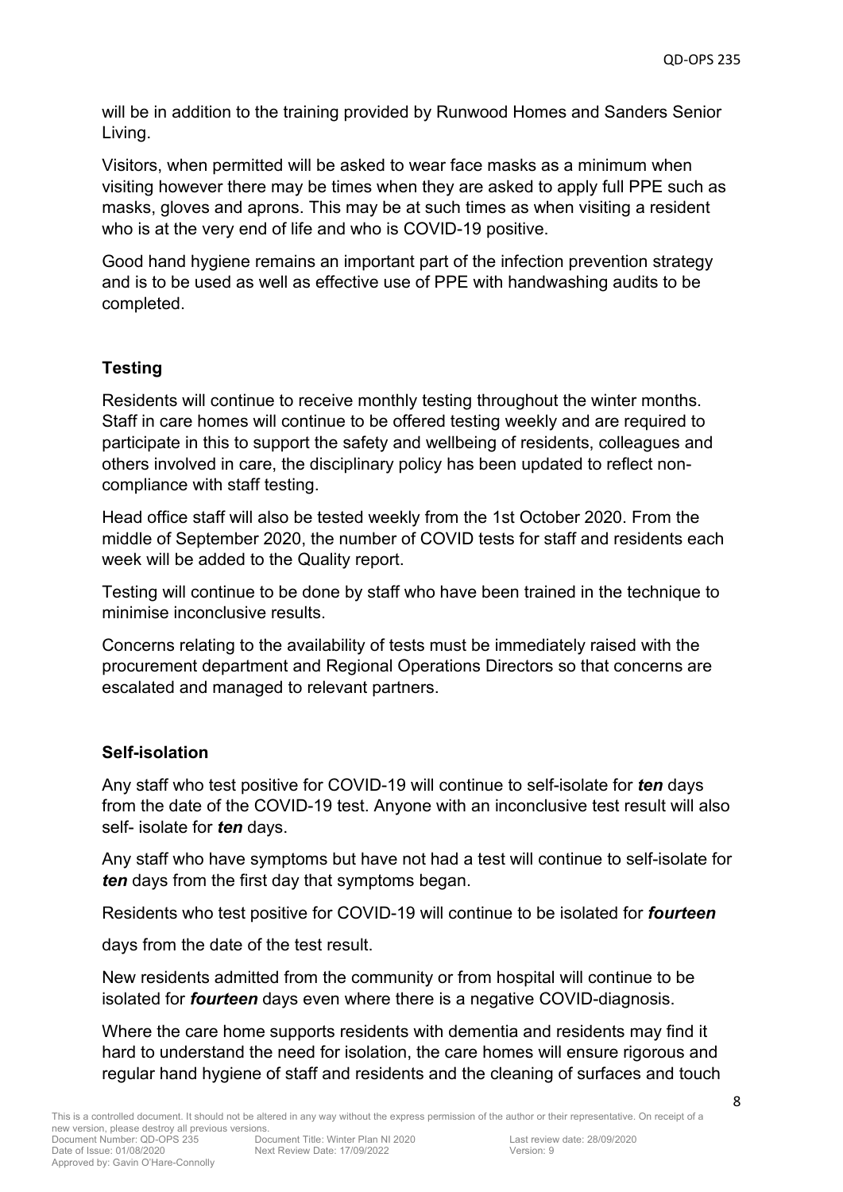will be in addition to the training provided by Runwood Homes and Sanders Senior Living.

Visitors, when permitted will be asked to wear face masks as a minimum when visiting however there may be times when they are asked to apply full PPE such as masks, gloves and aprons. This may be at such times as when visiting a resident who is at the very end of life and who is COVID-19 positive.

Good hand hygiene remains an important part of the infection prevention strategy and is to be used as well as effective use of PPE with handwashing audits to be completed.

**Testing**

Residents will continue to receive monthly testing throughout the winter months. Staff in care homes will continue to be offered testing weekly and are required to participate in this to support the safety and wellbeing of residents, colleagues and others involved in care, the disciplinary policy has been updated to reflect non-compliance with staff testing.

Head office staff will also be tested weekly from the 1st October 2020. From the middle of September 2020, the number of COVID tests for staff and residents each week will be added to the Quality report.

Testing will continue to be done by staff who have been trained in the technique to minimise inconclusive results.

Concerns relating to the availability of tests must be immediately raised with the procurement department and Regional Operations Directors so that concerns are escalated and managed to relevant partners.

**Self-isolation**

Any staff who test positive for COVID-19 will continue to self-isolate for ***ten*** days from the date of the COVID-19 test. Anyone with an inconclusive test result will also self- isolate for ***ten*** days.

Any staff who have symptoms but have not had a test will continue to self-isolate for ***ten*** days from the first day that symptoms began.

Residents who test positive for COVID-19 will continue to be isolated for ***fourteen***

days from the date of the test result.

New residents admitted from the community or from hospital will continue to be isolated for ***fourteen*** days even where there is a negative COVID-diagnosis.

Where the care home supports residents with dementia and residents may find it hard to understand the need for isolation, the care homes will ensure rigorous and regular hand hygiene of staff and residents and the cleaning of surfaces and touch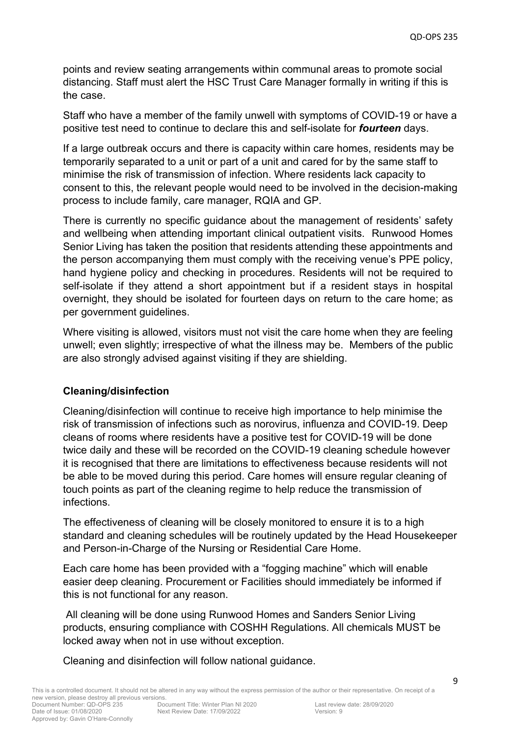points and review seating arrangements within communal areas to promote social distancing. Staff must alert the HSC Trust Care Manager formally in writing if this is the case.

Staff who have a member of the family unwell with symptoms of COVID-19 or have a positive test need to continue to declare this and self-isolate for ***fourteen*** days.

If a large outbreak occurs and there is capacity within care homes, residents may be temporarily separated to a unit or part of a unit and cared for by the same staff to minimise the risk of transmission of infection. Where residents lack capacity to consent to this, the relevant people would need to be involved in the decision-making process to include family, care manager, RQIA and GP.

There is currently no specific guidance about the management of residents' safety and wellbeing when attending important clinical outpatient visits. Runwood Homes Senior Living has taken the position that residents attending these appointments and the person accompanying them must comply with the receiving venue's PPE policy, hand hygiene policy and checking in procedures. Residents will not be required to self-isolate if they attend a short appointment but if a resident stays in hospital overnight, they should be isolated for fourteen days on return to the care home; as per government guidelines.

Where visiting is allowed, visitors must not visit the care home when they are feeling unwell; even slightly; irrespective of what the illness may be. Members of the public are also strongly advised against visiting if they are shielding.

**Cleaning/disinfection**

Cleaning/disinfection will continue to receive high importance to help minimise the risk of transmission of infections such as norovirus, influenza and COVID-19. Deep cleans of rooms where residents have a positive test for COVID-19 will be done twice daily and these will be recorded on the COVID-19 cleaning schedule however it is recognised that there are limitations to effectiveness because residents will not be able to be moved during this period. Care homes will ensure regular cleaning of touch points as part of the cleaning regime to help reduce the transmission of infections.

The effectiveness of cleaning will be closely monitored to ensure it is to a high standard and cleaning schedules will be routinely updated by the Head Housekeeper and Person-in-Charge of the Nursing or Residential Care Home.

Each care home has been provided with a "fogging machine" which will enable easier deep cleaning. Procurement or Facilities should immediately be informed if this is not functional for any reason.

All cleaning will be done using Runwood Homes and Sanders Senior Living products, ensuring compliance with COSHH Regulations. All chemicals MUST be locked away when not in use without exception.

Cleaning and disinfection will follow national guidance.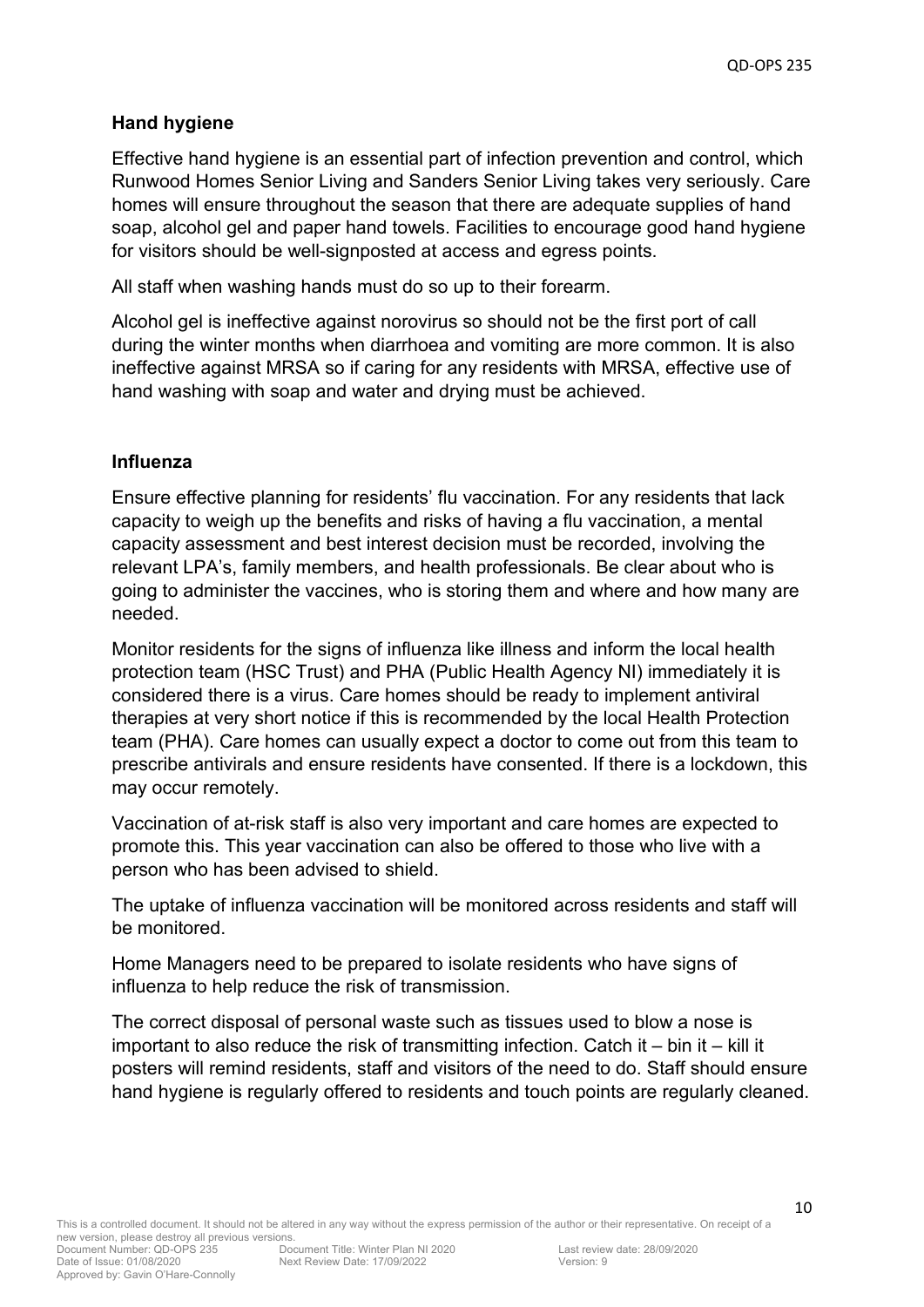### Hand hygiene

Effective hand hygiene is an essential part of infection prevention and control, which Runwood Homes Senior Living and Sanders Senior Living takes very seriously. Care homes will ensure throughout the season that there are adequate supplies of hand soap, alcohol gel and paper hand towels. Facilities to encourage good hand hygiene for visitors should be well-signposted at access and egress points.

All staff when washing hands must do so up to their forearm.

Alcohol gel is ineffective against norovirus so should not be the first port of call during the winter months when diarrhoea and vomiting are more common. It is also ineffective against MRSA so if caring for any residents with MRSA, effective use of hand washing with soap and water and drying must be achieved.

### Influenza

Ensure effective planning for residents' flu vaccination. For any residents that lack capacity to weigh up the benefits and risks of having a flu vaccination, a mental capacity assessment and best interest decision must be recorded, involving the relevant LPA's, family members, and health professionals. Be clear about who is going to administer the vaccines, who is storing them and where and how many are needed.

Monitor residents for the signs of influenza like illness and inform the local health protection team (HSC Trust) and PHA (Public Health Agency NI) immediately it is considered there is a virus. Care homes should be ready to implement antiviral therapies at very short notice if this is recommended by the local Health Protection team (PHA). Care homes can usually expect a doctor to come out from this team to prescribe antivirals and ensure residents have consented. If there is a lockdown, this may occur remotely.

Vaccination of at-risk staff is also very important and care homes are expected to promote this. This year vaccination can also be offered to those who live with a person who has been advised to shield.

The uptake of influenza vaccination will be monitored across residents and staff will be monitored.

Home Managers need to be prepared to isolate residents who have signs of influenza to help reduce the risk of transmission.

The correct disposal of personal waste such as tissues used to blow a nose is important to also reduce the risk of transmitting infection. Catch it – bin it – kill it posters will remind residents, staff and visitors of the need to do. Staff should ensure hand hygiene is regularly offered to residents and touch points are regularly cleaned.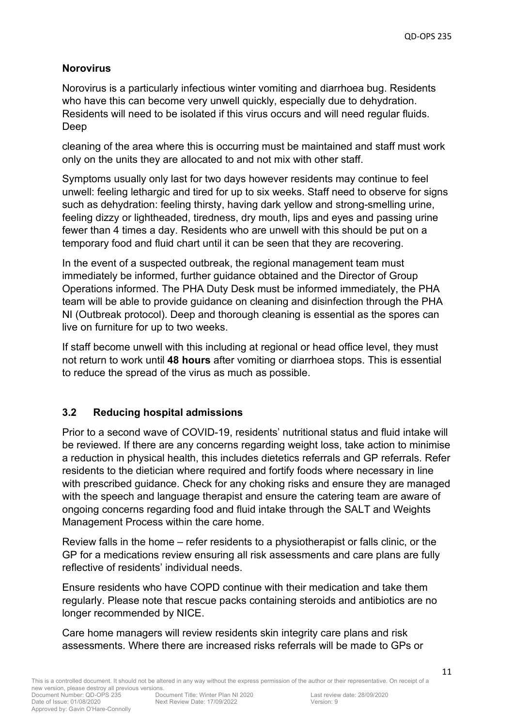**Norovirus**

Norovirus is a particularly infectious winter vomiting and diarrhoea bug. Residents who have this can become very unwell quickly, especially due to dehydration. Residents will need to be isolated if this virus occurs and will need regular fluids. Deep

cleaning of the area where this is occurring must be maintained and staff must work only on the units they are allocated to and not mix with other staff.

Symptoms usually only last for two days however residents may continue to feel unwell: feeling lethargic and tired for up to six weeks. Staff need to observe for signs such as dehydration: feeling thirsty, having dark yellow and strong-smelling urine, feeling dizzy or lightheaded, tiredness, dry mouth, lips and eyes and passing urine fewer than 4 times a day. Residents who are unwell with this should be put on a temporary food and fluid chart until it can be seen that they are recovering.

In the event of a suspected outbreak, the regional management team must immediately be informed, further guidance obtained and the Director of Group Operations informed. The PHA Duty Desk must be informed immediately, the PHA team will be able to provide guidance on cleaning and disinfection through the PHA NI (Outbreak protocol). Deep and thorough cleaning is essential as the spores can live on furniture for up to two weeks.

If staff become unwell with this including at regional or head office level, they must not return to work until **48 hours** after vomiting or diarrhoea stops. This is essential to reduce the spread of the virus as much as possible.

### 3.2 Reducing hospital admissions

Prior to a second wave of COVID-19, residents' nutritional status and fluid intake will be reviewed. If there are any concerns regarding weight loss, take action to minimise a reduction in physical health, this includes dietetics referrals and GP referrals. Refer residents to the dietician where required and fortify foods where necessary in line with prescribed guidance. Check for any choking risks and ensure they are managed with the speech and language therapist and ensure the catering team are aware of ongoing concerns regarding food and fluid intake through the SALT and Weights Management Process within the care home.

Review falls in the home – refer residents to a physiotherapist or falls clinic, or the GP for a medications review ensuring all risk assessments and care plans are fully reflective of residents' individual needs.

Ensure residents who have COPD continue with their medication and take them regularly. Please note that rescue packs containing steroids and antibiotics are no longer recommended by NICE.

Care home managers will review residents skin integrity care plans and risk assessments. Where there are increased risks referrals will be made to GPs or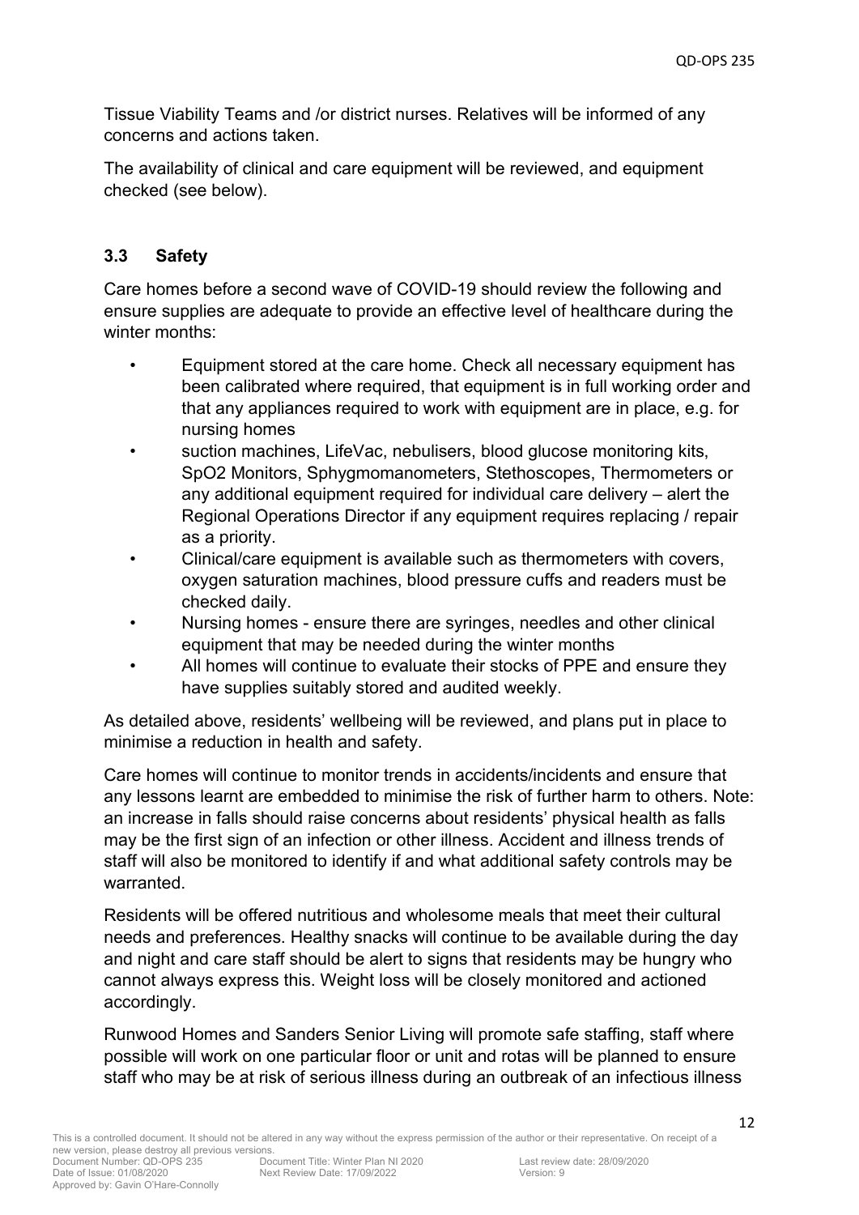Tissue Viability Teams and /or district nurses. Relatives will be informed of any concerns and actions taken.

The availability of clinical and care equipment will be reviewed, and equipment checked (see below).

### 3.3 Safety

Care homes before a second wave of COVID-19 should review the following and ensure supplies are adequate to provide an effective level of healthcare during the winter months:

- Equipment stored at the care home. Check all necessary equipment has been calibrated where required, that equipment is in full working order and that any appliances required to work with equipment are in place, e.g. for nursing homes
- suction machines, LifeVac, nebulisers, blood glucose monitoring kits, SpO2 Monitors, Sphygmomanometers, Stethoscopes, Thermometers or any additional equipment required for individual care delivery – alert the Regional Operations Director if any equipment requires replacing / repair as a priority.
- Clinical/care equipment is available such as thermometers with covers, oxygen saturation machines, blood pressure cuffs and readers must be checked daily.
- Nursing homes - ensure there are syringes, needles and other clinical equipment that may be needed during the winter months
- All homes will continue to evaluate their stocks of PPE and ensure they have supplies suitably stored and audited weekly.

As detailed above, residents' wellbeing will be reviewed, and plans put in place to minimise a reduction in health and safety.

Care homes will continue to monitor trends in accidents/incidents and ensure that any lessons learnt are embedded to minimise the risk of further harm to others. Note: an increase in falls should raise concerns about residents' physical health as falls may be the first sign of an infection or other illness. Accident and illness trends of staff will also be monitored to identify if and what additional safety controls may be warranted.

Residents will be offered nutritious and wholesome meals that meet their cultural needs and preferences. Healthy snacks will continue to be available during the day and night and care staff should be alert to signs that residents may be hungry who cannot always express this. Weight loss will be closely monitored and actioned accordingly.

Runwood Homes and Sanders Senior Living will promote safe staffing, staff where possible will work on one particular floor or unit and rotas will be planned to ensure staff who may be at risk of serious illness during an outbreak of an infectious illness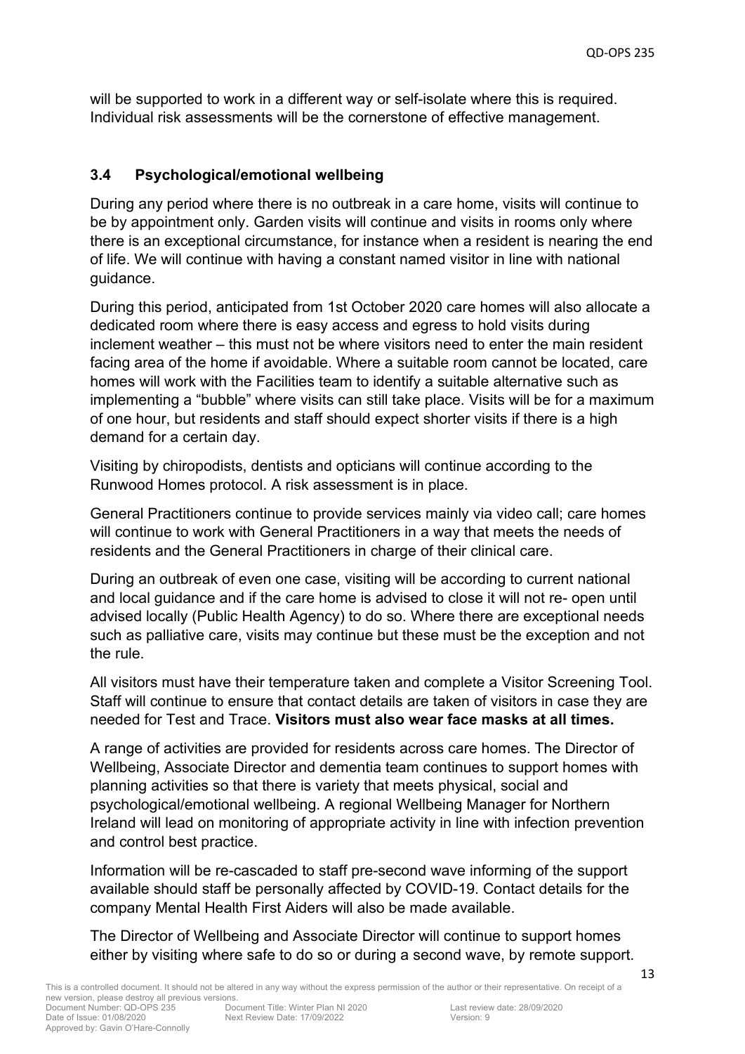will be supported to work in a different way or self-isolate where this is required. Individual risk assessments will be the cornerstone of effective management.

### 3.4 Psychological/emotional wellbeing

During any period where there is no outbreak in a care home, visits will continue to be by appointment only. Garden visits will continue and visits in rooms only where there is an exceptional circumstance, for instance when a resident is nearing the end of life. We will continue with having a constant named visitor in line with national guidance.

During this period, anticipated from 1st October 2020 care homes will also allocate a dedicated room where there is easy access and egress to hold visits during inclement weather – this must not be where visitors need to enter the main resident facing area of the home if avoidable. Where a suitable room cannot be located, care homes will work with the Facilities team to identify a suitable alternative such as implementing a "bubble" where visits can still take place. Visits will be for a maximum of one hour, but residents and staff should expect shorter visits if there is a high demand for a certain day.

Visiting by chiropodists, dentists and opticians will continue according to the Runwood Homes protocol. A risk assessment is in place.

General Practitioners continue to provide services mainly via video call; care homes will continue to work with General Practitioners in a way that meets the needs of residents and the General Practitioners in charge of their clinical care.

During an outbreak of even one case, visiting will be according to current national and local guidance and if the care home is advised to close it will not re- open until advised locally (Public Health Agency) to do so. Where there are exceptional needs such as palliative care, visits may continue but these must be the exception and not the rule.

All visitors must have their temperature taken and complete a Visitor Screening Tool. Staff will continue to ensure that contact details are taken of visitors in case they are needed for Test and Trace. **Visitors must also wear face masks at all times.**

A range of activities are provided for residents across care homes. The Director of Wellbeing, Associate Director and dementia team continues to support homes with planning activities so that there is variety that meets physical, social and psychological/emotional wellbeing. A regional Wellbeing Manager for Northern Ireland will lead on monitoring of appropriate activity in line with infection prevention and control best practice.

Information will be re-cascaded to staff pre-second wave informing of the support available should staff be personally affected by COVID-19. Contact details for the company Mental Health First Aiders will also be made available.

The Director of Wellbeing and Associate Director will continue to support homes either by visiting where safe to do so or during a second wave, by remote support.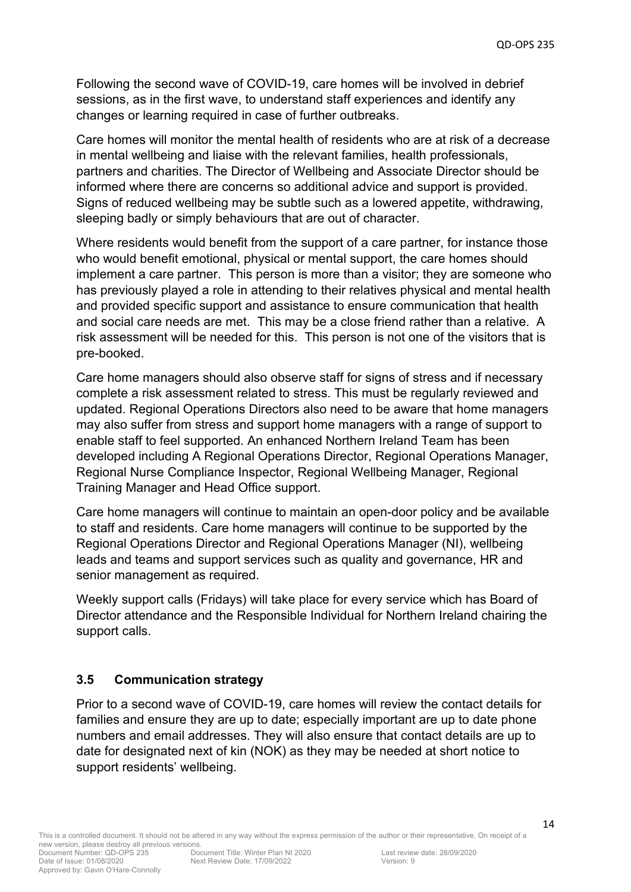Following the second wave of COVID-19, care homes will be involved in debrief sessions, as in the first wave, to understand staff experiences and identify any changes or learning required in case of further outbreaks.

Care homes will monitor the mental health of residents who are at risk of a decrease in mental wellbeing and liaise with the relevant families, health professionals, partners and charities. The Director of Wellbeing and Associate Director should be informed where there are concerns so additional advice and support is provided. Signs of reduced wellbeing may be subtle such as a lowered appetite, withdrawing, sleeping badly or simply behaviours that are out of character.

Where residents would benefit from the support of a care partner, for instance those who would benefit emotional, physical or mental support, the care homes should implement a care partner. This person is more than a visitor; they are someone who has previously played a role in attending to their relatives physical and mental health and provided specific support and assistance to ensure communication that health and social care needs are met. This may be a close friend rather than a relative. A risk assessment will be needed for this. This person is not one of the visitors that is pre-booked.

Care home managers should also observe staff for signs of stress and if necessary complete a risk assessment related to stress. This must be regularly reviewed and updated. Regional Operations Directors also need to be aware that home managers may also suffer from stress and support home managers with a range of support to enable staff to feel supported. An enhanced Northern Ireland Team has been developed including A Regional Operations Director, Regional Operations Manager, Regional Nurse Compliance Inspector, Regional Wellbeing Manager, Regional Training Manager and Head Office support.

Care home managers will continue to maintain an open-door policy and be available to staff and residents. Care home managers will continue to be supported by the Regional Operations Director and Regional Operations Manager (NI), wellbeing leads and teams and support services such as quality and governance, HR and senior management as required.

Weekly support calls (Fridays) will take place for every service which has Board of Director attendance and the Responsible Individual for Northern Ireland chairing the support calls.

### 3.5 Communication strategy

Prior to a second wave of COVID-19, care homes will review the contact details for families and ensure they are up to date; especially important are up to date phone numbers and email addresses. They will also ensure that contact details are up to date for designated next of kin (NOK) as they may be needed at short notice to support residents' wellbeing.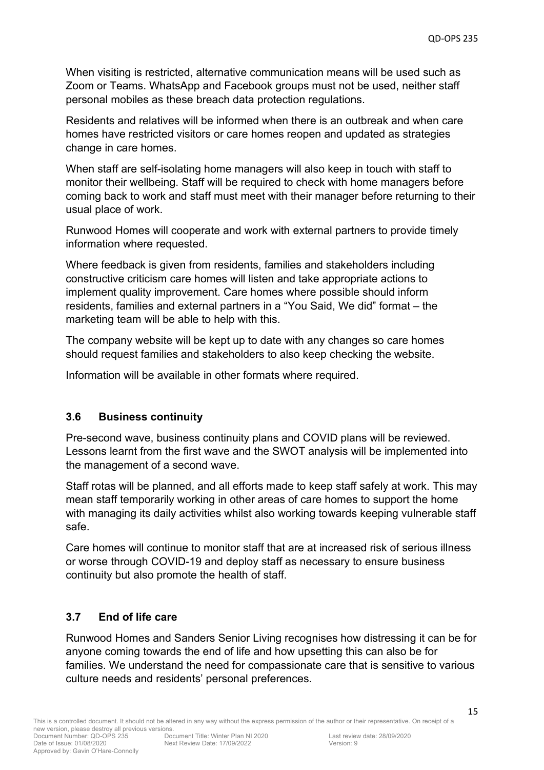When visiting is restricted, alternative communication means will be used such as Zoom or Teams. WhatsApp and Facebook groups must not be used, neither staff personal mobiles as these breach data protection regulations.

Residents and relatives will be informed when there is an outbreak and when care homes have restricted visitors or care homes reopen and updated as strategies change in care homes.

When staff are self-isolating home managers will also keep in touch with staff to monitor their wellbeing. Staff will be required to check with home managers before coming back to work and staff must meet with their manager before returning to their usual place of work.

Runwood Homes will cooperate and work with external partners to provide timely information where requested.

Where feedback is given from residents, families and stakeholders including constructive criticism care homes will listen and take appropriate actions to implement quality improvement. Care homes where possible should inform residents, families and external partners in a "You Said, We did" format – the marketing team will be able to help with this.

The company website will be kept up to date with any changes so care homes should request families and stakeholders to also keep checking the website.

Information will be available in other formats where required.

### 3.6 Business continuity

Pre-second wave, business continuity plans and COVID plans will be reviewed. Lessons learnt from the first wave and the SWOT analysis will be implemented into the management of a second wave.

Staff rotas will be planned, and all efforts made to keep staff safely at work. This may mean staff temporarily working in other areas of care homes to support the home with managing its daily activities whilst also working towards keeping vulnerable staff safe.

Care homes will continue to monitor staff that are at increased risk of serious illness or worse through COVID-19 and deploy staff as necessary to ensure business continuity but also promote the health of staff.

### 3.7 End of life care

Runwood Homes and Sanders Senior Living recognises how distressing it can be for anyone coming towards the end of life and how upsetting this can also be for families. We understand the need for compassionate care that is sensitive to various culture needs and residents' personal preferences.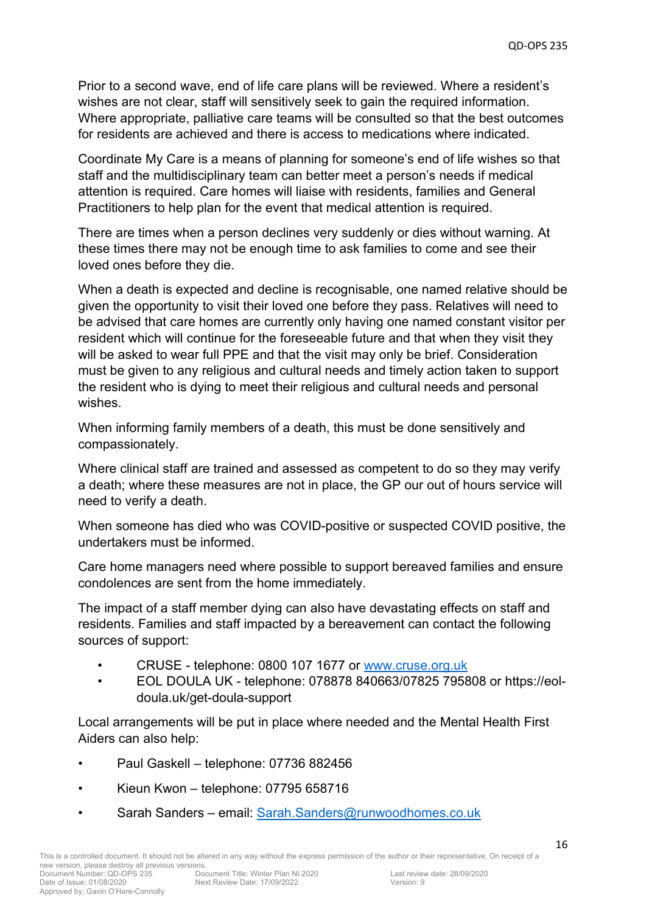Prior to a second wave, end of life care plans will be reviewed. Where a resident's wishes are not clear, staff will sensitively seek to gain the required information. Where appropriate, palliative care teams will be consulted so that the best outcomes for residents are achieved and there is access to medications where indicated.

Coordinate My Care is a means of planning for someone's end of life wishes so that staff and the multidisciplinary team can better meet a person's needs if medical attention is required. Care homes will liaise with residents, families and General Practitioners to help plan for the event that medical attention is required.

There are times when a person declines very suddenly or dies without warning. At these times there may not be enough time to ask families to come and see their loved ones before they die.

When a death is expected and decline is recognisable, one named relative should be given the opportunity to visit their loved one before they pass. Relatives will need to be advised that care homes are currently only having one named constant visitor per resident which will continue for the foreseeable future and that when they visit they will be asked to wear full PPE and that the visit may only be brief. Consideration must be given to any religious and cultural needs and timely action taken to support the resident who is dying to meet their religious and cultural needs and personal wishes.

When informing family members of a death, this must be done sensitively and compassionately.

Where clinical staff are trained and assessed as competent to do so they may verify a death; where these measures are not in place, the GP our out of hours service will need to verify a death.

When someone has died who was COVID-positive or suspected COVID positive, the undertakers must be informed.

Care home managers need where possible to support bereaved families and ensure condolences are sent from the home immediately.

The impact of a staff member dying can also have devastating effects on staff and residents. Families and staff impacted by a bereavement can contact the following sources of support:

- CRUSE - telephone: 0800 107 1677 or www.cruse.org.uk
- EOL DOULA UK - telephone: 078878 840663/07825 795808 or https://eol-doula.uk/get-doula-support

Local arrangements will be put in place where needed and the Mental Health First Aiders can also help:

- Paul Gaskell – telephone: 07736 882456
- Kieun Kwon – telephone: 07795 658716
- Sarah Sanders – email: Sarah.Sanders@runwoodhomes.co.uk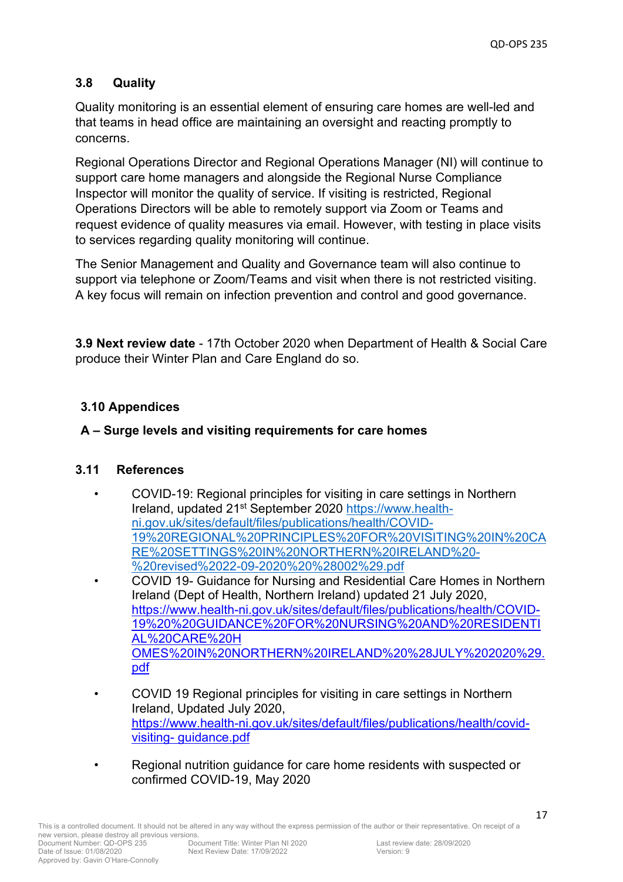### 3.8 Quality

Quality monitoring is an essential element of ensuring care homes are well-led and that teams in head office are maintaining an oversight and reacting promptly to concerns.

Regional Operations Director and Regional Operations Manager (NI) will continue to support care home managers and alongside the Regional Nurse Compliance Inspector will monitor the quality of service. If visiting is restricted, Regional Operations Directors will be able to remotely support via Zoom or Teams and request evidence of quality measures via email. However, with testing in place visits to services regarding quality monitoring will continue.

The Senior Management and Quality and Governance team will also continue to support via telephone or Zoom/Teams and visit when there is not restricted visiting. A key focus will remain on infection prevention and control and good governance.

**3.9 Next review date** - 17th October 2020 when Department of Health & Social Care produce their Winter Plan and Care England do so.

### 3.10 Appendices

**A – Surge levels and visiting requirements for care homes**

### 3.11 References

- COVID-19: Regional principles for visiting in care settings in Northern Ireland, updated 21st September 2020 https://www.health-ni.gov.uk/sites/default/files/publications/health/COVID-19%20REGIONAL%20PRINCIPLES%20FOR%20VISITING%20IN%20CARE%20SETTINGS%20IN%20NORTHERN%20IRELAND%20-%20revised%2022-09-2020%20%28002%29.pdf
- COVID 19- Guidance for Nursing and Residential Care Homes in Northern Ireland (Dept of Health, Northern Ireland) updated 21 July 2020, https://www.health-ni.gov.uk/sites/default/files/publications/health/COVID-19%20%20GUIDANCE%20FOR%20NURSING%20AND%20RESIDENTIAL%20CARE%20HOMES%20IN%20NORTHERN%20IRELAND%20%28JULY%202020%29.pdf
- COVID 19 Regional principles for visiting in care settings in Northern Ireland, Updated July 2020, https://www.health-ni.gov.uk/sites/default/files/publications/health/covid-visiting- guidance.pdf
- Regional nutrition guidance for care home residents with suspected or confirmed COVID-19, May 2020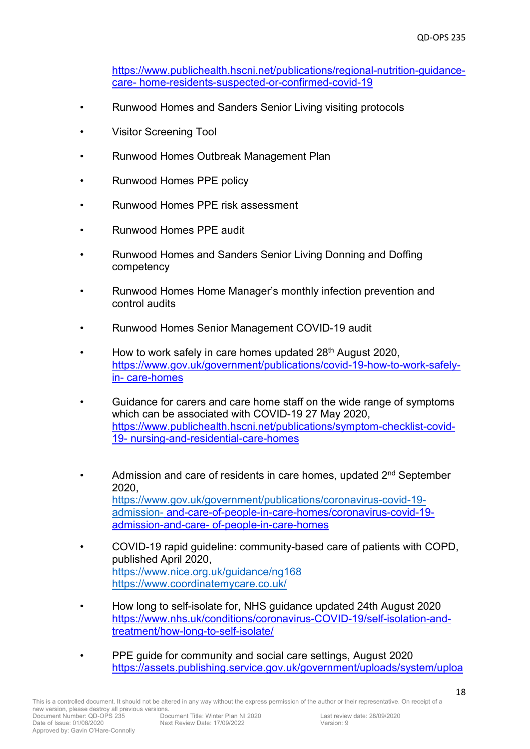https://www.publichealth.hscni.net/publications/regional-nutrition-guidance-care- home-residents-suspected-or-confirmed-covid-19

- Runwood Homes and Sanders Senior Living visiting protocols
- Visitor Screening Tool
- Runwood Homes Outbreak Management Plan
- Runwood Homes PPE policy
- Runwood Homes PPE risk assessment
- Runwood Homes PPE audit
- Runwood Homes and Sanders Senior Living Donning and Doffing competency
- Runwood Homes Home Manager's monthly infection prevention and control audits
- Runwood Homes Senior Management COVID-19 audit
- How to work safely in care homes updated 28th August 2020, https://www.gov.uk/government/publications/covid-19-how-to-work-safely-in- care-homes
- Guidance for carers and care home staff on the wide range of symptoms which can be associated with COVID-19 27 May 2020, https://www.publichealth.hscni.net/publications/symptom-checklist-covid-19- nursing-and-residential-care-homes
- Admission and care of residents in care homes, updated 2nd September 2020, https://www.gov.uk/government/publications/coronavirus-covid-19-admission- and-care-of-people-in-care-homes/coronavirus-covid-19-admission-and-care- of-people-in-care-homes
- COVID-19 rapid guideline: community-based care of patients with COPD, published April 2020, https://www.nice.org.uk/guidance/ng168 https://www.coordinatemycare.co.uk/
- How long to self-isolate for, NHS guidance updated 24th August 2020 https://www.nhs.uk/conditions/coronavirus-COVID-19/self-isolation-and-treatment/how-long-to-self-isolate/
- PPE guide for community and social care settings, August 2020 https://assets.publishing.service.gov.uk/government/uploads/system/uploa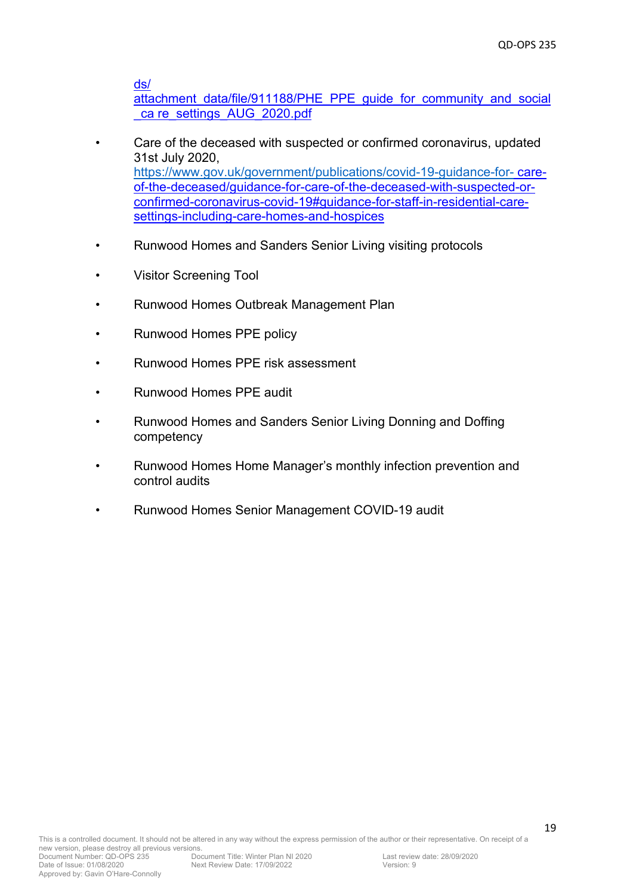ds/
attachment_data/file/911188/PHE_PPE_guide_for_community_and_social_ca re_settings_AUG_2020.pdf

- Care of the deceased with suspected or confirmed coronavirus, updated 31st July 2020, https://www.gov.uk/government/publications/covid-19-guidance-for- care-of-the-deceased/guidance-for-care-of-the-deceased-with-suspected-or-confirmed-coronavirus-covid-19#guidance-for-staff-in-residential-care-settings-including-care-homes-and-hospices

- Runwood Homes and Sanders Senior Living visiting protocols

- Visitor Screening Tool

- Runwood Homes Outbreak Management Plan

- Runwood Homes PPE policy

- Runwood Homes PPE risk assessment

- Runwood Homes PPE audit

- Runwood Homes and Sanders Senior Living Donning and Doffing competency

- Runwood Homes Home Manager's monthly infection prevention and control audits

- Runwood Homes Senior Management COVID-19 audit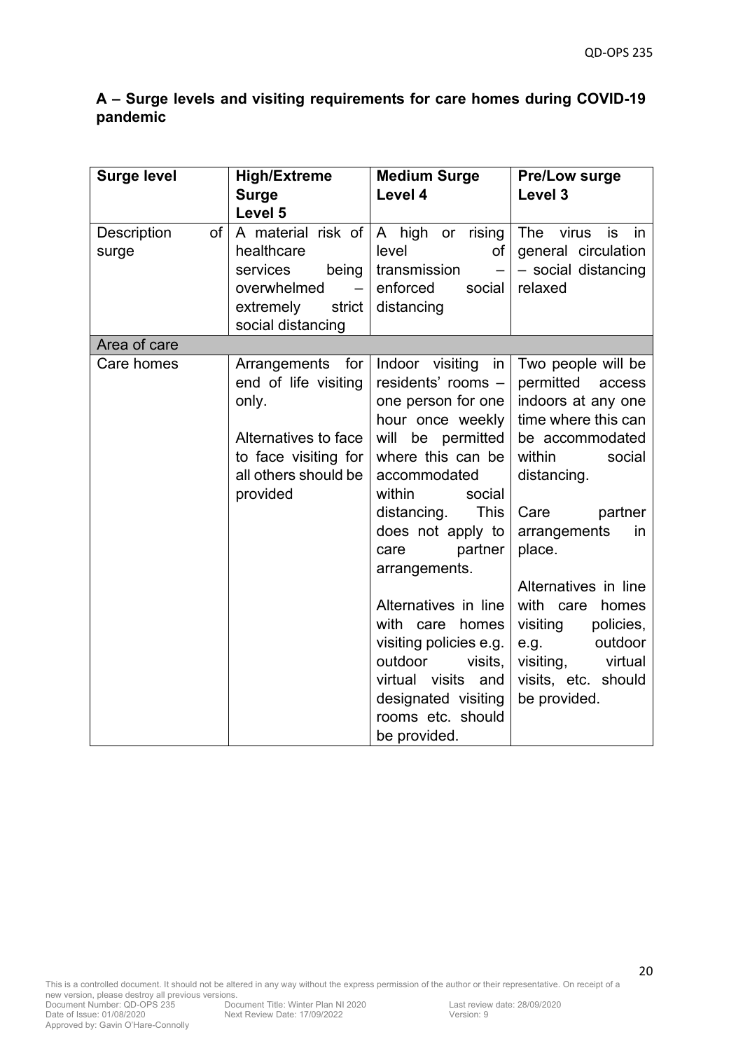**A – Surge levels and visiting requirements for care homes during COVID-19 pandemic**

| Surge level | High/Extreme Surge Level 5 | Medium Surge Level 4 | Pre/Low surge Level 3 |
|---|---|---|---|
| Description of surge | A material risk of healthcare services being overwhelmed – extremely strict social distancing | A high or rising level of transmission – enforced social distancing | The virus is in general circulation – social distancing relaxed |
| Area of care | | | |
| Care homes | Arrangements for end of life visiting only.<br><br>Alternatives to face to face visiting for all others should be provided | Indoor visiting in residents' rooms – one person for one hour once weekly will be permitted where this can be accommodated within social distancing. This does not apply to care partner arrangements.<br><br>Alternatives in line with care homes visiting policies e.g. outdoor visits, virtual visits and designated visiting rooms etc. should be provided. | Two people will be permitted access indoors at any one time where this can be accommodated within social distancing.<br><br>Care partner arrangements in place.<br><br>Alternatives in line with care homes visiting policies, e.g. outdoor visiting, virtual visits, etc. should be provided. |